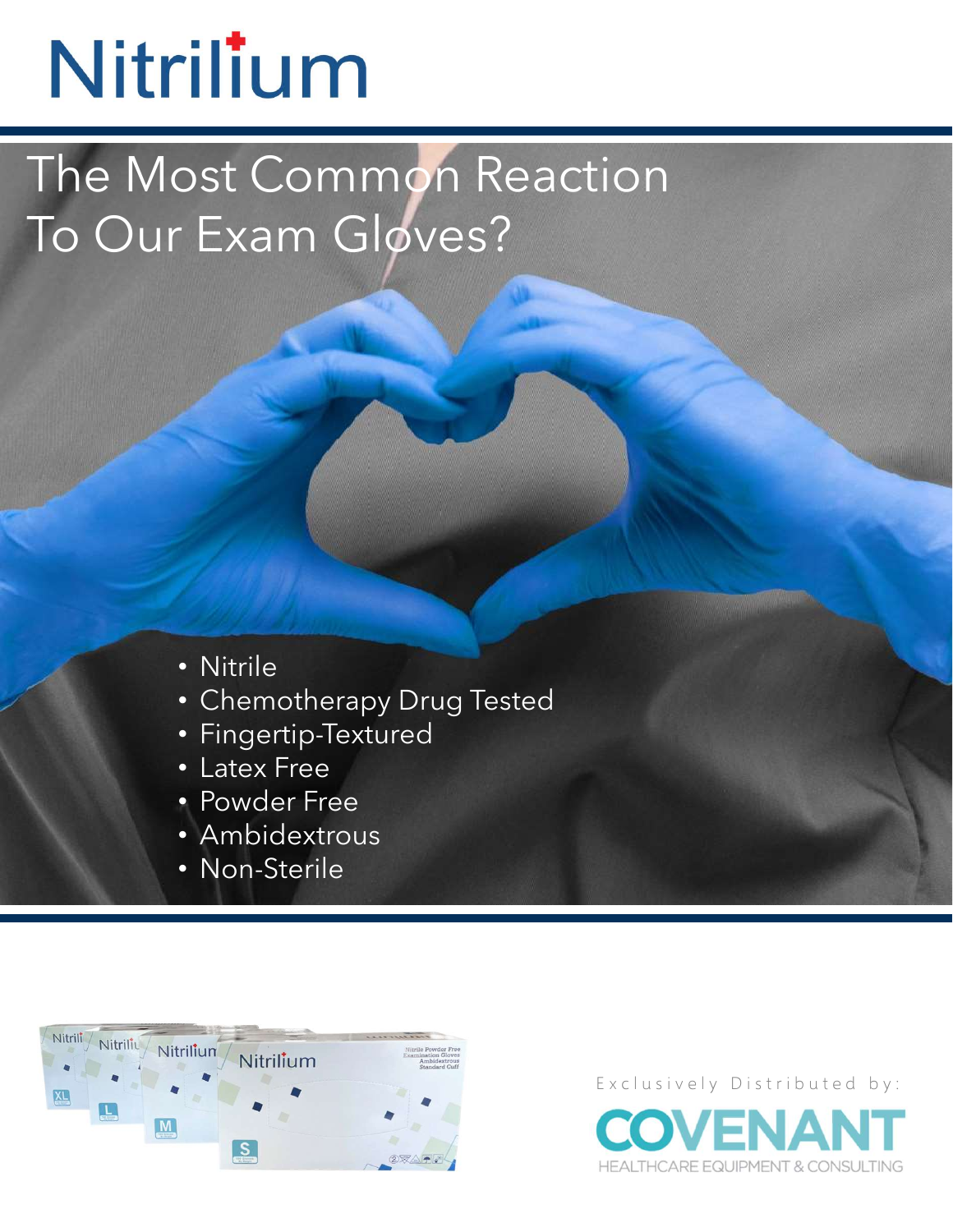# Nitrilium

## The Most Common Reaction To Our Exam Gloves?

- Nitrile
- Chemotherapy Drug Tested
- Fingertip-Textured
- Latex Free
- Powder Free
- Ambidextrous
- Non-Sterile

Exclusively Distributed by:

**COVENANT**

HEALTHCARE EQUIPMENT & CONSULTING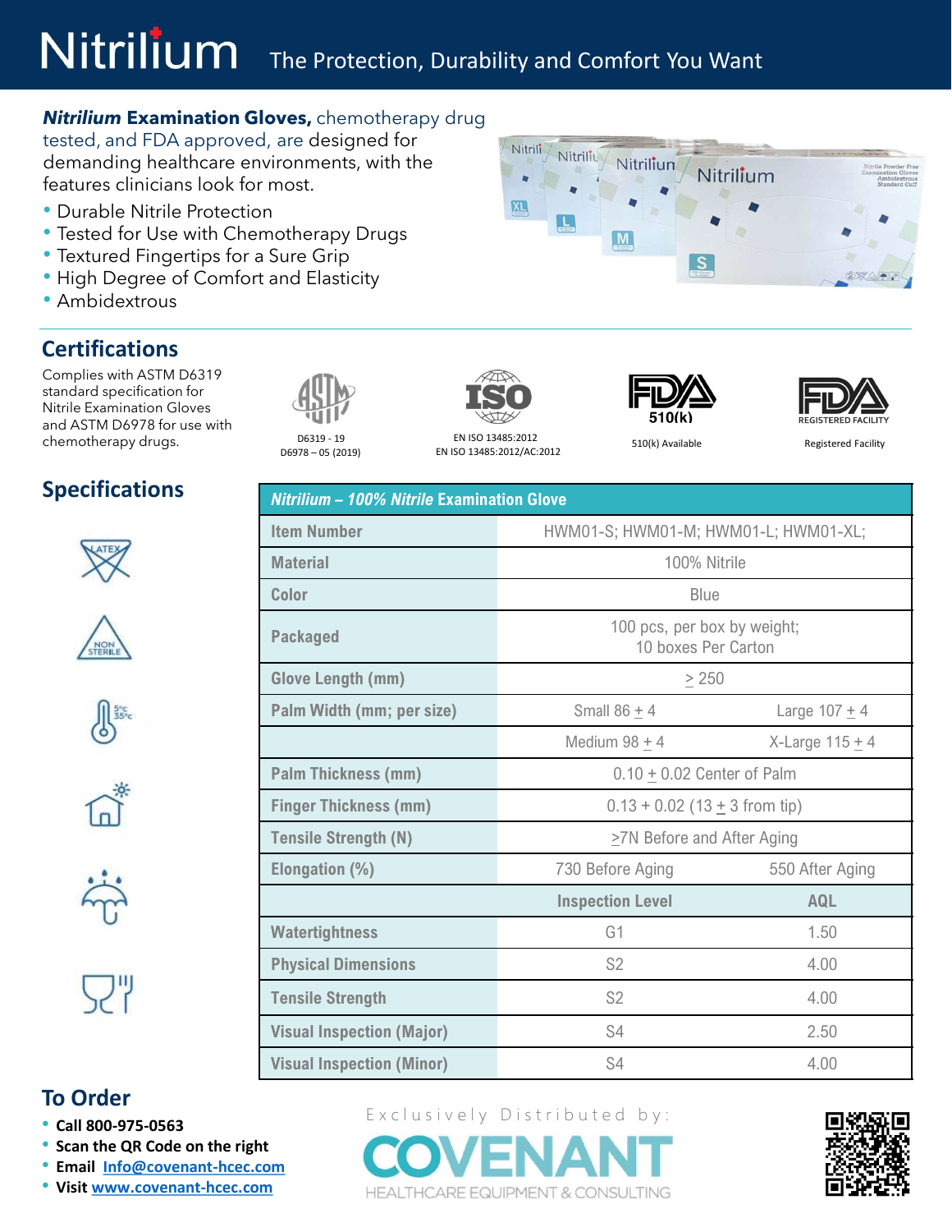# Nitrilium The Protection, Durability and Comfort You Want

***Nitrilium* Examination Gloves,** chemotherapy drug tested, and FDA approved, are designed for demanding healthcare environments, with the features clinicians look for most.

- Durable Nitrile Protection
- Tested for Use with Chemotherapy Drugs
- Textured Fingertips for a Sure Grip
- High Degree of Comfort and Elasticity
- Ambidextrous

## Certifications

Complies with ASTM D6319 standard specification for Nitrile Examination Gloves and ASTM D6978 for use with chemotherapy drugs.

D6319 - 19
D6978 – 05 (2019)

EN ISO 13485:2012
EN ISO 13485:2012/AC:2012

510(k) Available

Registered Facility

## Specifications

| *Nitrilium – 100% Nitrile* Examination Glove | | |
|---|---|---|
| Item Number | HWM01-S; HWM01-M; HWM01-L; HWM01-XL; | |
| Material | 100% Nitrile | |
| Color | Blue | |
| Packaged | 100 pcs, per box by weight; 10 boxes Per Carton | |
| Glove Length (mm) | ≥ 250 | |
| Palm Width (mm; per size) | Small 86 ± 4 | Large 107 ± 4 |
| | Medium 98 ± 4 | X-Large 115 ± 4 |
| Palm Thickness (mm) | 0.10 ± 0.02 Center of Palm | |
| Finger Thickness (mm) | 0.13 + 0.02 (13 ± 3 from tip) | |
| Tensile Strength (N) | ≥7N Before and After Aging | |
| Elongation (%) | 730 Before Aging | 550 After Aging |
| | **Inspection Level** | **AQL** |
| Watertightness | G1 | 1.50 |
| Physical Dimensions | S2 | 4.00 |
| Tensile Strength | S2 | 4.00 |
| Visual Inspection (Major) | S4 | 2.50 |
| Visual Inspection (Minor) | S4 | 4.00 |

## To Order

- **Call 800-975-0563**
- **Scan the QR Code on the right**
- **Email Info@covenant-hcec.com**
- **Visit www.covenant-hcec.com**

Exclusively Distributed by:

COVENANT
HEALTHCARE EQUIPMENT & CONSULTING